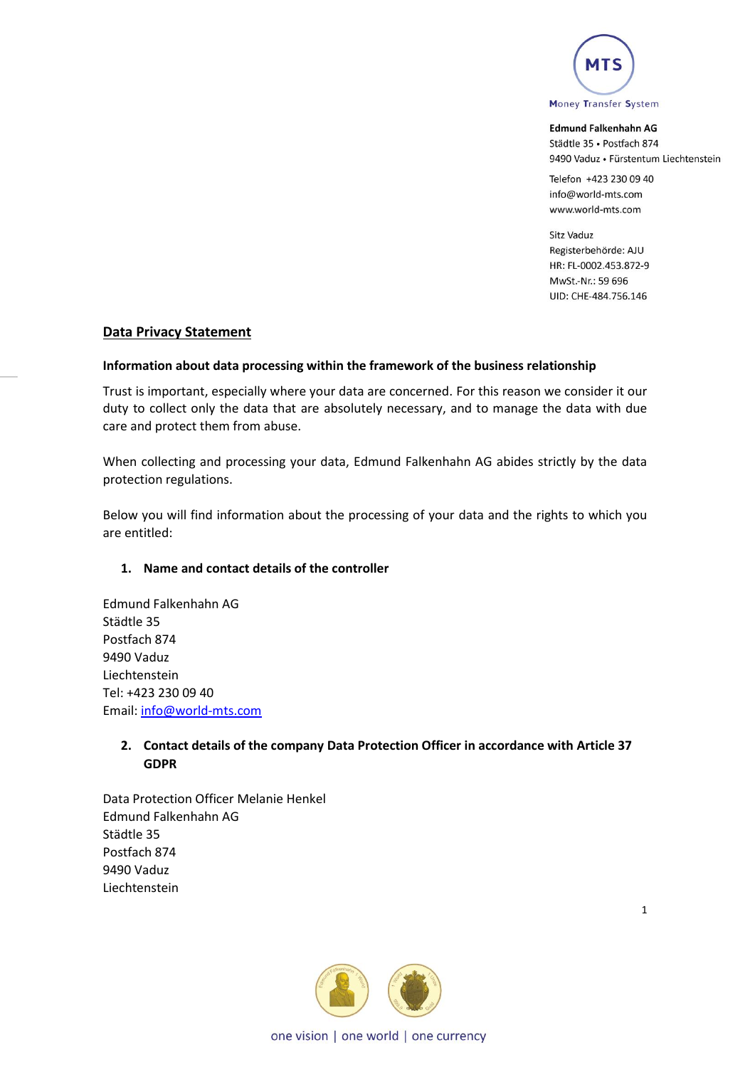**Edmund Falkenhahn AG**
Städtle 35 • Postfach 874
9490 Vaduz • Fürstentum Liechtenstein

Telefon +423 230 09 40
info@world-mts.com
www.world-mts.com

Sitz Vaduz
Registerbehörde: AJU
HR: FL-0002.453.872-9
MwSt.-Nr.: 59 696
UID: CHE-484.756.146

# Data Privacy Statement

### Information about data processing within the framework of the business relationship

Trust is important, especially where your data are concerned. For this reason we consider it our duty to collect only the data that are absolutely necessary, and to manage the data with due care and protect them from abuse.

When collecting and processing your data, Edmund Falkenhahn AG abides strictly by the data protection regulations.

Below you will find information about the processing of your data and the rights to which you are entitled:

## 1. Name and contact details of the controller

Edmund Falkenhahn AG
Städtle 35
Postfach 874
9490 Vaduz
Liechtenstein
Tel: +423 230 09 40
Email: info@world-mts.com

## 2. Contact details of the company Data Protection Officer in accordance with Article 37 GDPR

Data Protection Officer Melanie Henkel
Edmund Falkenhahn AG
Städtle 35
Postfach 874
9490 Vaduz
Liechtenstein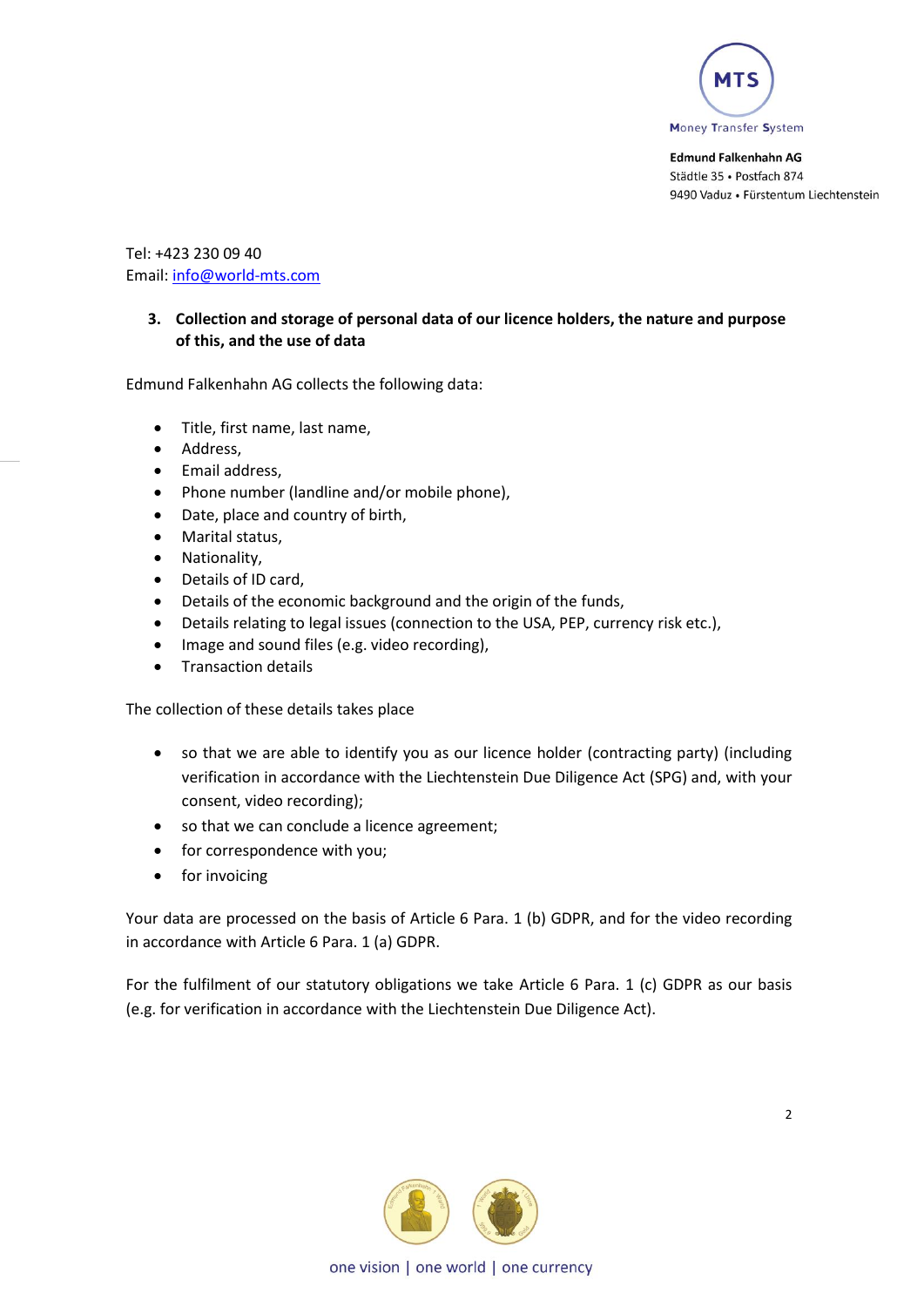Tel: +423 230 09 40
Email: info@world-mts.com

### 3. Collection and storage of personal data of our licence holders, the nature and purpose of this, and the use of data

Edmund Falkenhahn AG collects the following data:

- Title, first name, last name,
- Address,
- Email address,
- Phone number (landline and/or mobile phone),
- Date, place and country of birth,
- Marital status,
- Nationality,
- Details of ID card,
- Details of the economic background and the origin of the funds,
- Details relating to legal issues (connection to the USA, PEP, currency risk etc.),
- Image and sound files (e.g. video recording),
- Transaction details

The collection of these details takes place

- so that we are able to identify you as our licence holder (contracting party) (including verification in accordance with the Liechtenstein Due Diligence Act (SPG) and, with your consent, video recording);
- so that we can conclude a licence agreement;
- for correspondence with you;
- for invoicing

Your data are processed on the basis of Article 6 Para. 1 (b) GDPR, and for the video recording in accordance with Article 6 Para. 1 (a) GDPR.

For the fulfilment of our statutory obligations we take Article 6 Para. 1 (c) GDPR as our basis (e.g. for verification in accordance with the Liechtenstein Due Diligence Act).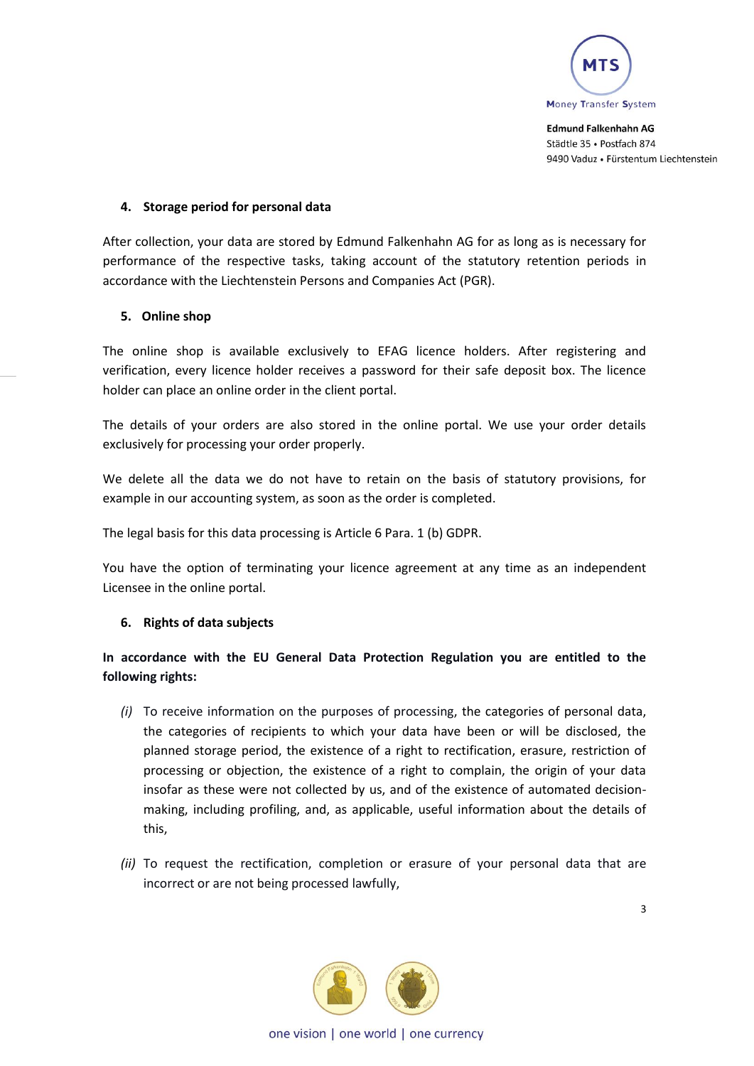## 4. Storage period for personal data

After collection, your data are stored by Edmund Falkenhahn AG for as long as is necessary for performance of the respective tasks, taking account of the statutory retention periods in accordance with the Liechtenstein Persons and Companies Act (PGR).

## 5. Online shop

The online shop is available exclusively to EFAG licence holders. After registering and verification, every licence holder receives a password for their safe deposit box. The licence holder can place an online order in the client portal.

The details of your orders are also stored in the online portal. We use your order details exclusively for processing your order properly.

We delete all the data we do not have to retain on the basis of statutory provisions, for example in our accounting system, as soon as the order is completed.

The legal basis for this data processing is Article 6 Para. 1 (b) GDPR.

You have the option of terminating your licence agreement at any time as an independent Licensee in the online portal.

## 6. Rights of data subjects

**In accordance with the EU General Data Protection Regulation you are entitled to the following rights:**

*(i)* To receive information on the purposes of processing, the categories of personal data, the categories of recipients to which your data have been or will be disclosed, the planned storage period, the existence of a right to rectification, erasure, restriction of processing or objection, the existence of a right to complain, the origin of your data insofar as these were not collected by us, and of the existence of automated decision-making, including profiling, and, as applicable, useful information about the details of this,

*(ii)* To request the rectification, completion or erasure of your personal data that are incorrect or are not being processed lawfully,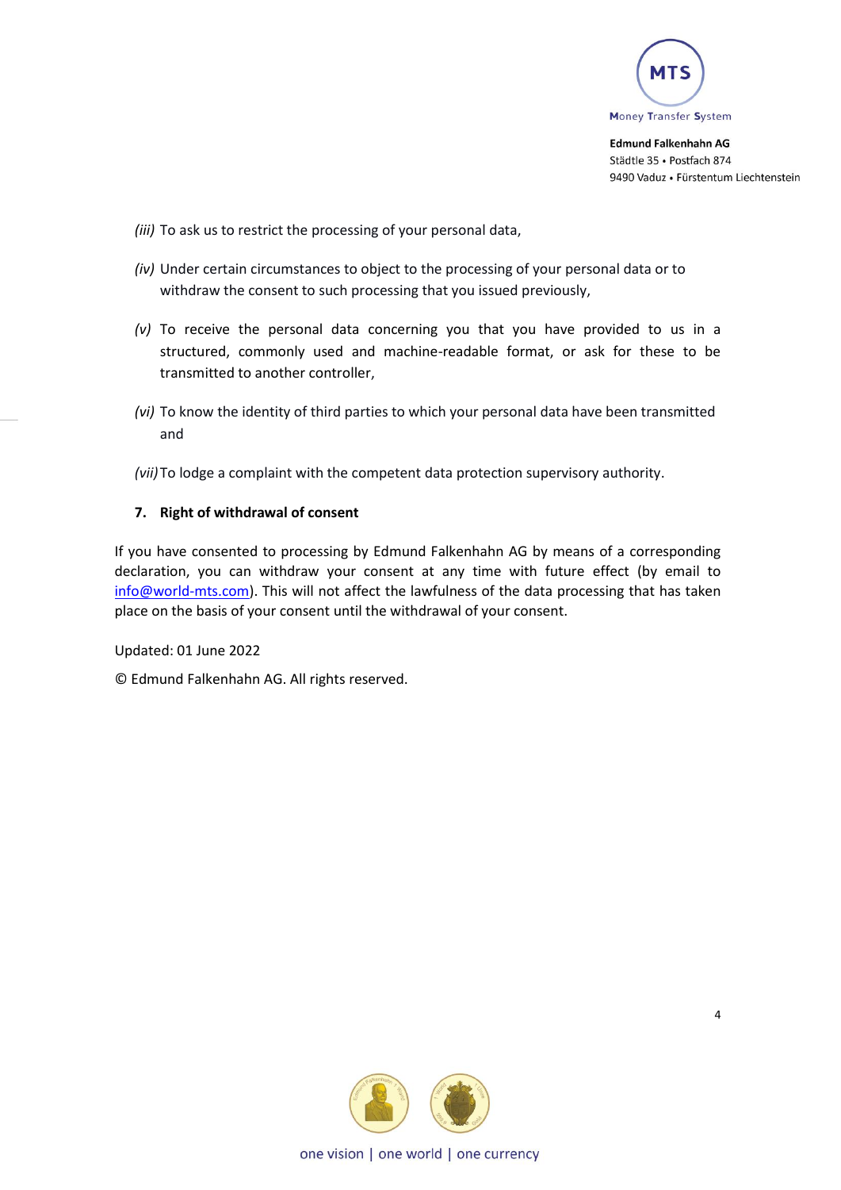*(iii)* To ask us to restrict the processing of your personal data,

*(iv)* Under certain circumstances to object to the processing of your personal data or to withdraw the consent to such processing that you issued previously,

*(v)* To receive the personal data concerning you that you have provided to us in a structured, commonly used and machine-readable format, or ask for these to be transmitted to another controller,

*(vi)* To know the identity of third parties to which your personal data have been transmitted and

*(vii)* To lodge a complaint with the competent data protection supervisory authority.

## 7. Right of withdrawal of consent

If you have consented to processing by Edmund Falkenhahn AG by means of a corresponding declaration, you can withdraw your consent at any time with future effect (by email to info@world-mts.com). This will not affect the lawfulness of the data processing that has taken place on the basis of your consent until the withdrawal of your consent.

Updated: 01 June 2022

© Edmund Falkenhahn AG. All rights reserved.